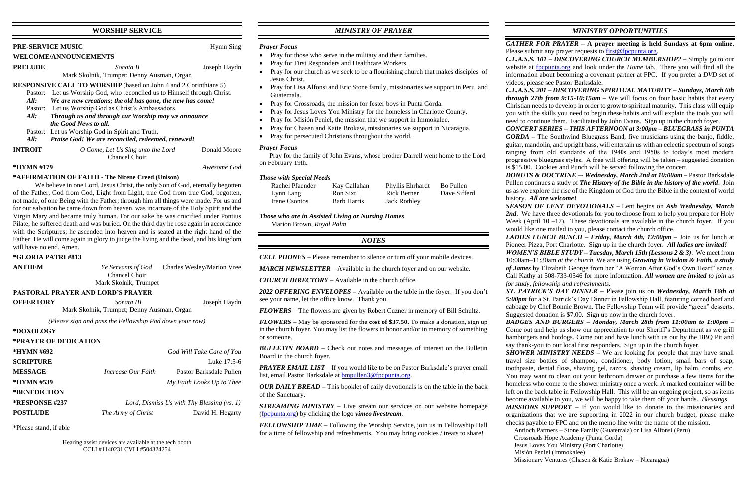## WORSHIP SERVICE

**PRE-SERVICE MUSIC** — Hymn Sing

**WELCOME/ANNOUNCEMENTS**

**PRELUDE** — *Sonata II* — Joseph Haydn
Mark Skolnik, Trumpet; Denny Ausman, Organ

**RESPONSIVE CALL TO WORSHIP** (based on John 4 and 2 Corinthians 5)

Pastor: Let us Worship God, who reconciled us to Himself through Christ.
***All: We are new creations; the old has gone, the new has come!***
Pastor: Let us Worship God as Christ's Ambassadors.
***All: Through us and through our Worship may we announce the Good News to all.***
Pastor: Let us Worship God in Spirit and Truth.
***All: Praise God! We are reconciled, redeemed, renewed!***

**INTROIT** — *O Come, Let Us Sing unto the Lord* — Donald Moore
Chancel Choir

**\*HYMN #179** — *Awesome God*

**\*AFFIRMATION OF FAITH - The Nicene Creed (Unison)**

We believe in one Lord, Jesus Christ, the only Son of God, eternally begotten of the Father, God from God, Light from Light, true God from true God, begotten, not made, of one Being with the Father; through him all things were made. For us and for our salvation he came down from heaven, was incarnate of the Holy Spirit and the Virgin Mary and became truly human. For our sake he was crucified under Pontius Pilate; he suffered death and was buried. On the third day he rose again in accordance with the Scriptures; he ascended into heaven and is seated at the right hand of the Father. He will come again in glory to judge the living and the dead, and his kingdom will have no end. Amen.

**\*GLORIA PATRI #813**

**ANTHEM** — *Ye Servants of God* — Charles Wesley/Marion Vree
Chancel Choir
Mark Skolnik, Trumpet

**PASTORAL PRAYER AND LORD'S PRAYER**

**OFFERTORY** — *Sonata III* — Joseph Haydn
Mark Skolnik, Trumpet; Denny Ausman, Organ

*(Please sign and pass the Fellowship Pad down your row)*

**\*DOXOLOGY**

**\*PRAYER OF DEDICATION**

**\*HYMN #692** — *God Will Take Care of You*

**SCRIPTURE** — Luke 17:5-6

**MESSAGE** — *Increase Our Faith* — Pastor Barksdale Pullen

**\*HYMN #539** — *My Faith Looks Up to Thee*

**\*BENEDICTION**

**\*RESPONSE #237** — *Lord, Dismiss Us with Thy Blessing (vs. 1)*

**POSTLUDE** — *The Army of Christ* — David H. Hegarty

\*Please stand, if able

Hearing assist devices are available at the tech booth
CCLI #1140231 CVLI #504324254

## MINISTRY OF PRAYER

### *Prayer Focus*

- Pray for those who serve in the military and their families.
- Pray for First Responders and Healthcare Workers.
- Pray for our church as we seek to be a flourishing church that makes disciples of Jesus Christ.
- Pray for Lisa Alfonsi and Eric Stone family, missionaries we support in Peru and Guatemala.
- Pray for Crossroads, the mission for foster boys in Punta Gorda.
- Pray for Jesus Loves You Ministry for the homeless in Charlotte County.
- Pray for Misión Peniel, the mission that we support in Immokalee.
- Pray for Chasen and Katie Brokaw, missionaries we support in Nicaragua.
- Pray for persecuted Christians throughout the world.

### *Prayer Focus*

Pray for the family of John Evans, whose brother Darrell went home to the Lord on February 19th.

### *Those with Special Needs*

| | | | |
|---|---|---|---|
| Rachel Pfaender | Kay Callahan | Phyllis Ehrhardt | Bo Pullen |
| Lynn Lang | Ron Sixt | Rick Berner | Dave Sifferd |
| Irene Csontos | Barb Harris | Jack Rothley | |

### *Those who are in Assisted Living or Nursing Homes*

Marion Brown, *Royal Palm*

## NOTES

***CELL PHONES*** – Please remember to silence or turn off your mobile devices.

***MARCH NEWSLETTER*** – Available in the church foyer and on our website.

***CHURCH DIRECTORY*** – Available in the church office.

***2022 OFFERING ENVELOPES*** – Available on the table in the foyer. If you don't see your name, let the office know. Thank you.

***FLOWERS*** – The flowers are given by Robert Cuzner in memory of Bill Schultz.

***FLOWERS*** – May be sponsored for the **cost of $37.50.** To make a donation, sign up in the church foyer. You may list the flowers in honor and/or in memory of something or someone.

***BULLETIN BOARD*** – Check out notes and messages of interest on the Bulletin Board in the church foyer.

***PRAYER EMAIL LIST*** – If you would like to be on Pastor Barksdale's prayer email list, email Pastor Barksdale at bmpullen3@fpcpunta.org.

***OUR DAILY BREAD*** – This booklet of daily devotionals is on the table in the back of the Sanctuary.

***STREAMING MINISTRY*** – Live stream our services on our website homepage (fpcpunta.org) by clicking the logo ***vimeo livestream***.

***FELLOWSHIP TIME*** – Following the Worship Service, join us in Fellowship Hall for a time of fellowship and refreshments. You may bring cookies / treats to share!

## MINISTRY OPPORTUNITIES

***GATHER FOR PRAYER*** – **A prayer meeting is held Sundays at 6pm online**. Please submit any prayer requests to first@fpcpunta.org.

***C.L.A.S.S. 101 – DISCOVERING CHURCH MEMBERSHIP?*** – Simply go to our website at fpcpunta.org and look under the *Home* tab. There you will find all the information about becoming a covenant partner at FPC. If you prefer a *DVD* set of videos, please see Pastor Barksdale.

***C.L.A.S.S. 201 – DISCOVERING SPIRITUAL MATURITY – Sundays, March 6th through 27th from 9:15-10:15am*** – We will focus on four basic habits that every Christian needs to develop in order to grow to spiritual maturity. This class will equip you with the skills you need to begin these habits and will explain the tools you will need to continue them. Facilitated by John Evans. Sign up in the church foyer.

***CONCERT SERIES – THIS AFTERNOON at 3:00pm – BLUEGRASS in PUNTA GORDA*** – The Southwind Bluegrass Band, five musicians using the banjo, fiddle, guitar, mandolin, and upright bass, will entertain us with an eclectic spectrum of songs ranging from old standards of the 1940s and 1950s to today's most modern progressive bluegrass styles. A free will offering will be taken – suggested donation is $15.00. Cookies and Punch will be served following the concert.

***DONUTS & DOCTRINE — Wednesday, March 2nd at 10:00am*** – Pastor Barksdale Pullen continues a study of ***The History of the Bible in the history of the world***. Join us as we explore the rise of the Kingdom of God thru the Bible in the context of world history. ***All are welcome!***

***SEASON OF LENT DEVOTIONALS*** – Lent begins on ***Ash Wednesday, March 2nd***. We have three devotionals for you to choose from to help you prepare for Holy Week (April 10 –17). These devotionals are available in the church foyer. If you would like one mailed to you, please contact the church office.

***LADIES LUNCH BUNCH – Friday, March 4th, 12:00pm*** – Join us for lunch at Pioneer Pizza, Port Charlotte. Sign up in the church foyer. ***All ladies are invited!***

***WOMEN'S BIBLE STUDY – Tuesday, March 15th (Lessons 2 & 3)***. We meet from 10:00am–11:30am *at the church*. We are using ***Growing in Wisdom & Faith, a study of James*** by Elizabeth George from her "A Woman After God's Own Heart" series. Call Kathy at 508-733-0546 for more information. ***All women are invited*** *to join us for study, fellowship and refreshments.*

***ST. PATRICK'S DAY DINNER*** – Please join us on ***Wednesday, March 16th at 5:00pm*** for a St. Patrick's Day Dinner in Fellowship Hall, featuring corned beef and cabbage by Chef Bonnie Brown. The Fellowship Team will provide "green" desserts. Suggested donation is $7.00. Sign up now in the church foyer.

***BADGES AND BURGERS – Monday, March 28th from 11:00am to 1:00pm*** – Come out and help us show our appreciation to our Sheriff's Department as we grill hamburgers and hotdogs. Come out and have lunch with us out by the BBQ Pit and say thank-you to our local first responders. Sign up in the church foyer.

***SHOWER MINISTRY NEEDS*** – We are looking for people that may have small travel size bottles of shampoo, conditioner, body lotion, small bars of soap, toothpaste, dental floss, shaving gel, razors, shaving cream, lip balm, combs, etc. You may want to clean out your bathroom drawer or purchase a few items for the homeless who come to the shower ministry once a week. A marked container will be left on the back table in Fellowship Hall. This will be an ongoing project, so as items become available to you, we will be happy to take them off your hands. *Blessings*

***MISSIONS SUPPORT*** – If you would like to donate to the missionaries and organizations that we are supporting in 2022 in our church budget, please make checks payable to FPC and on the memo line write the name of the mission.

Antioch Partners – Stone Family (Guatemala) or Lisa Alfonsi (Peru)
Crossroads Hope Academy (Punta Gorda)
Jesus Loves You Ministry (Port Charlotte)
Misión Peniel (Immokalee)
Missionary Ventures (Chasen & Katie Brokaw – Nicaragua)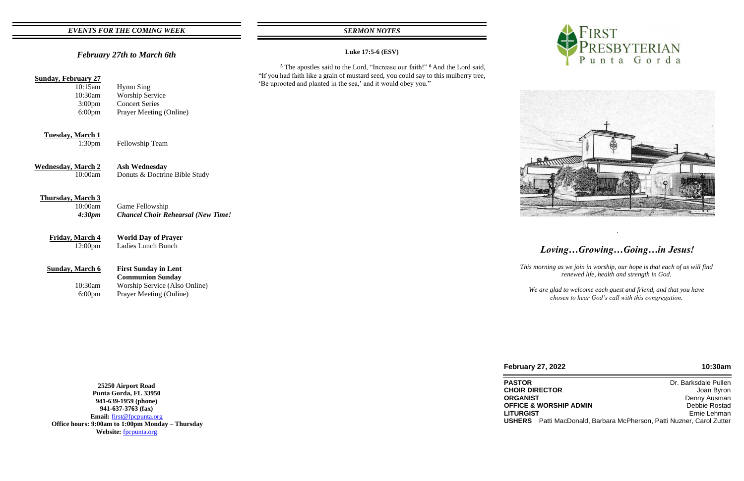## *EVENTS FOR THE COMING WEEK*

### *February 27th to March 6th*

**Sunday, February 27**

| | |
|---|---|
| 10:15am | Hymn Sing |
| 10:30am | Worship Service |
| 3:00pm | Concert Series |
| 6:00pm | Prayer Meeting (Online) |

**Tuesday, March 1**

| | |
|---|---|
| 1:30pm | Fellowship Team |

**Wednesday, March 2** — **Ash Wednesday**

| | |
|---|---|
| 10:00am | Donuts & Doctrine Bible Study |

**Thursday, March 3**

| | |
|---|---|
| 10:00am | Game Fellowship |
| ***4:30pm*** | ***Chancel Choir Rehearsal (New Time!*** |

**Friday, March 4** — **World Day of Prayer**

| | |
|---|---|
| 12:00pm | Ladies Lunch Bunch |

**Sunday, March 6** — **First Sunday in Lent** / **Communion Sunday**

| | |
|---|---|
| 10:30am | Worship Service (Also Online) |
| 6:00pm | Prayer Meeting (Online) |

**25250 Airport Road**
**Punta Gorda, FL 33950**
**941-639-1959 (phone)**
**941-637-3763 (fax)**
**Email:** first@fpcpunta.org
**Office hours: 9:00am to 1:00pm Monday – Thursday**
**Website:** fpcpunta.org

## *SERMON NOTES*

**Luke 17:5-6 (ESV)**

[5] The apostles said to the Lord, "Increase our faith!" [6] And the Lord said, "If you had faith like a grain of mustard seed, you could say to this mulberry tree, 'Be uprooted and planted in the sea,' and it would obey you."

FIRST PRESBYTERIAN
Punta Gorda

# *Loving…Growing…Going…in Jesus!*

*This morning as we join in worship, our hope is that each of us will find renewed life, health and strength in God.*

*We are glad to welcome each guest and friend, and that you have chosen to hear God's call with this congregation.*

**February 27, 2022** **10:30am**

**PASTOR** Dr. Barksdale Pullen
**CHOIR DIRECTOR** Joan Byron
**ORGANIST** Denny Ausman
**OFFICE & WORSHIP ADMIN** Debbie Rostad
**LITURGIST** Ernie Lehman
**USHERS** Patti MacDonald, Barbara McPherson, Patti Nuzner, Carol Zutter